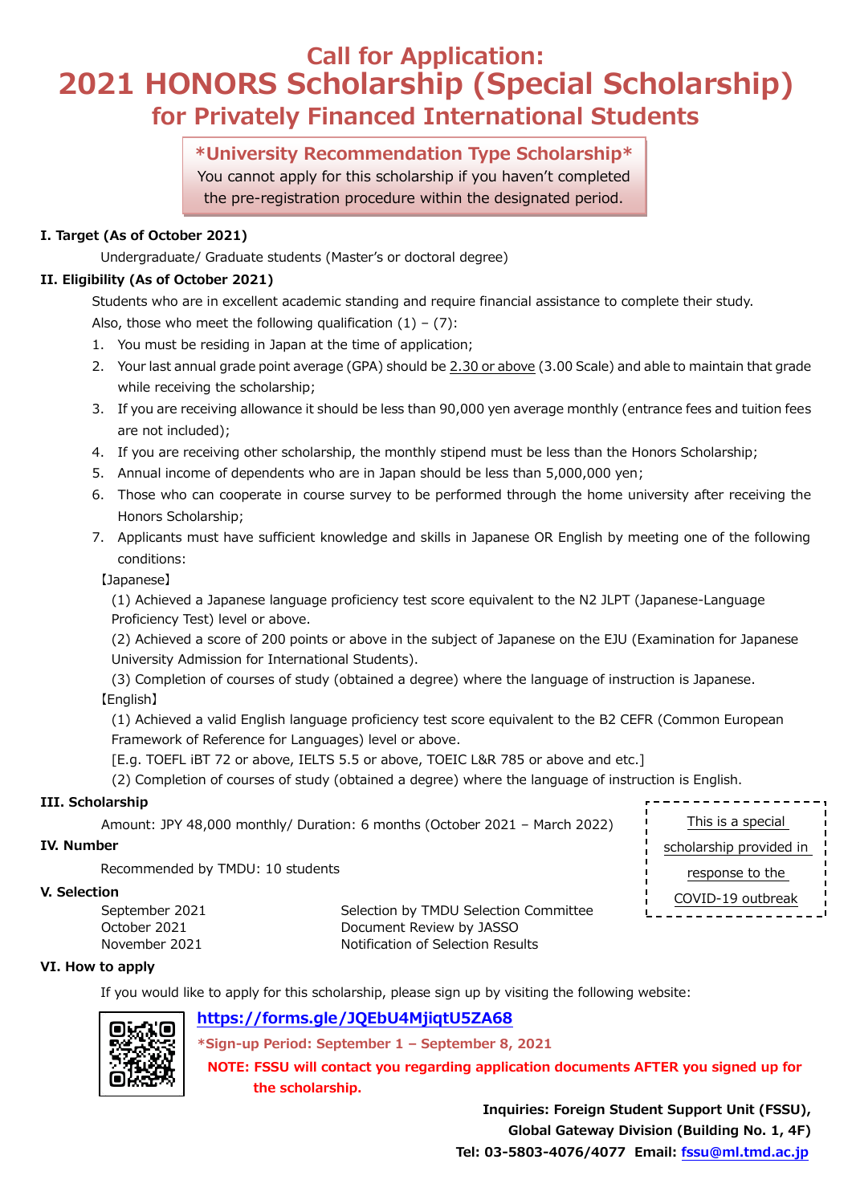# Call for Application:
# 2021 HONORS Scholarship (Special Scholarship)
## for Privately Financed International Students

**\*University Recommendation Type Scholarship\***
You cannot apply for this scholarship if you haven't completed the pre-registration procedure within the designated period.

**I. Target (As of October 2021)**

Undergraduate/ Graduate students (Master's or doctoral degree)

**II. Eligibility (As of October 2021)**

Students who are in excellent academic standing and require financial assistance to complete their study.
Also, those who meet the following qualification (1) – (7):

1. You must be residing in Japan at the time of application;
2. Your last annual grade point average (GPA) should be 2.30 or above (3.00 Scale) and able to maintain that grade while receiving the scholarship;
3. If you are receiving allowance it should be less than 90,000 yen average monthly (entrance fees and tuition fees are not included);
4. If you are receiving other scholarship, the monthly stipend must be less than the Honors Scholarship;
5. Annual income of dependents who are in Japan should be less than 5,000,000 yen;
6. Those who can cooperate in course survey to be performed through the home university after receiving the Honors Scholarship;
7. Applicants must have sufficient knowledge and skills in Japanese OR English by meeting one of the following conditions:

【Japanese】

(1) Achieved a Japanese language proficiency test score equivalent to the N2 JLPT (Japanese-Language Proficiency Test) level or above.

(2) Achieved a score of 200 points or above in the subject of Japanese on the EJU (Examination for Japanese University Admission for International Students).

(3) Completion of courses of study (obtained a degree) where the language of instruction is Japanese.

【English】

(1) Achieved a valid English language proficiency test score equivalent to the B2 CEFR (Common European Framework of Reference for Languages) level or above.
[E.g. TOEFL iBT 72 or above, IELTS 5.5 or above, TOEIC L&R 785 or above and etc.]

(2) Completion of courses of study (obtained a degree) where the language of instruction is English.

**III. Scholarship**

Amount: JPY 48,000 monthly/ Duration: 6 months (October 2021 – March 2022)

This is a special scholarship provided in response to the COVID-19 outbreak

**IV. Number**

Recommended by TMDU: 10 students

**V. Selection**

| | |
|---|---|
| September 2021 | Selection by TMDU Selection Committee |
| October 2021 | Document Review by JASSO |
| November 2021 | Notification of Selection Results |

**VI. How to apply**

If you would like to apply for this scholarship, please sign up by visiting the following website:

**https://forms.gle/JQEbU4MjiqtU5ZA68**

**\*Sign-up Period: September 1 – September 8, 2021**

**NOTE: FSSU will contact you regarding application documents AFTER you signed up for the scholarship.**

**Inquiries: Foreign Student Support Unit (FSSU),**
**Global Gateway Division (Building No. 1, 4F)**
**Tel: 03-5803-4076/4077 Email: fssu@ml.tmd.ac.jp**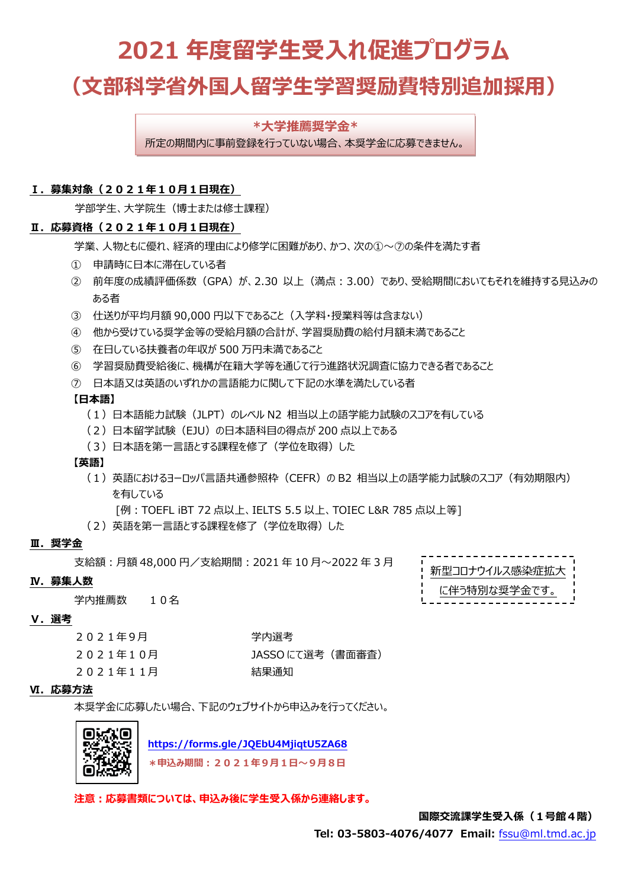# 2021 年度留学生受入れ促進プログラム
# （文部科学省外国人留学生学習奨励費特別追加採用）

**＊大学推薦奨学金＊**
所定の期間内に事前登録を行っていない場合、本奨学金に応募できません。

## Ⅰ．募集対象（２０２１年１０月１日現在）

学部学生、大学院生（博士または修士課程）

## Ⅱ．応募資格（２０２１年１０月１日現在）

学業、人物ともに優れ、経済的理由により修学に困難があり、かつ、次の①～⑦の条件を満たす者

① 申請時に日本に滞在している者
② 前年度の成績評価係数（GPA）が、2.30 以上（満点：3.00）であり、受給期間においてもそれを維持する見込みのある者
③ 仕送りが平均月額 90,000 円以下であること（入学料･授業料等は含まない）
④ 他から受けている奨学金等の受給月額の合計が、学習奨励費の給付月額未満であること
⑤ 在日している扶養者の年収が 500 万円未満であること
⑥ 学習奨励費受給後に、機構が在籍大学等を通じて行う進路状況調査に協力できる者であること
⑦ 日本語又は英語のいずれかの言語能力に関して下記の水準を満たしている者

**【日本語】**
（１）日本語能力試験（JLPT）のレベル N2 相当以上の語学能力試験のスコアを有している
（２）日本留学試験（EJU）の日本語科目の得点が 200 点以上である
（３）日本語を第一言語とする課程を修了（学位を取得）した

**【英語】**
（１）英語におけるヨーロッパ言語共通参照枠（CEFR）の B2 相当以上の語学能力試験のスコア（有効期限内）を有している
　[例：TOEFL iBT 72 点以上、IELTS 5.5 以上、TOIEC L&R 785 点以上等]
（２）英語を第一言語とする課程を修了（学位を取得）した

## Ⅲ．奨学金

支給額：月額 48,000 円／支給期間：2021 年 10 月～2022 年 3 月

新型コロナウイルス感染症拡大に伴う特別な奨学金です。

## Ⅳ．募集人数

学内推薦数　１０名

## Ⅴ．選考

| | |
|---|---|
| ２０２１年９月 | 学内選考 |
| ２０２１年１０月 | JASSO にて選考（書面審査） |
| ２０２１年１１月 | 結果通知 |

## Ⅵ．応募方法

本奨学金に応募したい場合、下記のウェブサイトから申込みを行ってください。

**https://forms.gle/JQEbU4MjiqtU5ZA68**

**＊申込み期間：２０２１年９月１日～９月８日**

**注意：応募書類については、申込み後に学生受入係から連絡します。**

**国際交流課学生受入係（１号館４階）**
**Tel: 03-5803-4076/4077　Email:** fssu@ml.tmd.ac.jp